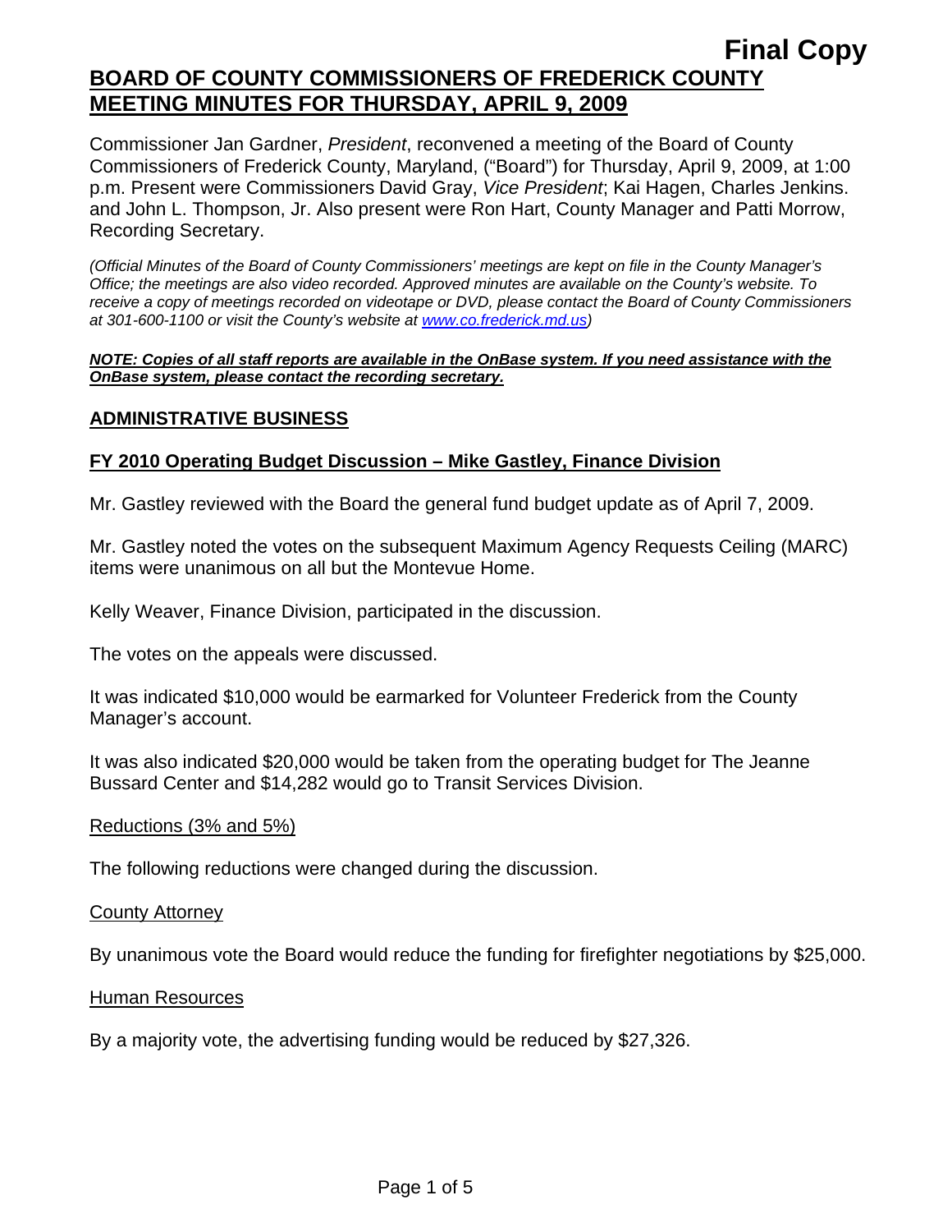**Final Copy**

# BOARD OF COUNTY COMMISSIONERS OF FREDERICK COUNTY MEETING MINUTES FOR THURSDAY, APRIL 9, 2009

Commissioner Jan Gardner, *President*, reconvened a meeting of the Board of County Commissioners of Frederick County, Maryland, ("Board") for Thursday, April 9, 2009, at 1:00 p.m. Present were Commissioners David Gray, *Vice President*; Kai Hagen, Charles Jenkins. and John L. Thompson, Jr. Also present were Ron Hart, County Manager and Patti Morrow, Recording Secretary.

*(Official Minutes of the Board of County Commissioners' meetings are kept on file in the County Manager's Office; the meetings are also video recorded. Approved minutes are available on the County's website. To receive a copy of meetings recorded on videotape or DVD, please contact the Board of County Commissioners at 301-600-1100 or visit the County's website at [www.co.frederick.md.us](www.co.frederick.md.us))*

***NOTE: Copies of all staff reports are available in the OnBase system. If you need assistance with the OnBase system, please contact the recording secretary.***

## ADMINISTRATIVE BUSINESS

### FY 2010 Operating Budget Discussion – Mike Gastley, Finance Division

Mr. Gastley reviewed with the Board the general fund budget update as of April 7, 2009.

Mr. Gastley noted the votes on the subsequent Maximum Agency Requests Ceiling (MARC) items were unanimous on all but the Montevue Home.

Kelly Weaver, Finance Division, participated in the discussion.

The votes on the appeals were discussed.

It was indicated $10,000 would be earmarked for Volunteer Frederick from the County Manager's account.

It was also indicated $20,000 would be taken from the operating budget for The Jeanne Bussard Center and $14,282 would go to Transit Services Division.

Reductions (3% and 5%)

The following reductions were changed during the discussion.

County Attorney

By unanimous vote the Board would reduce the funding for firefighter negotiations by $25,000.

Human Resources

By a majority vote, the advertising funding would be reduced by $27,326.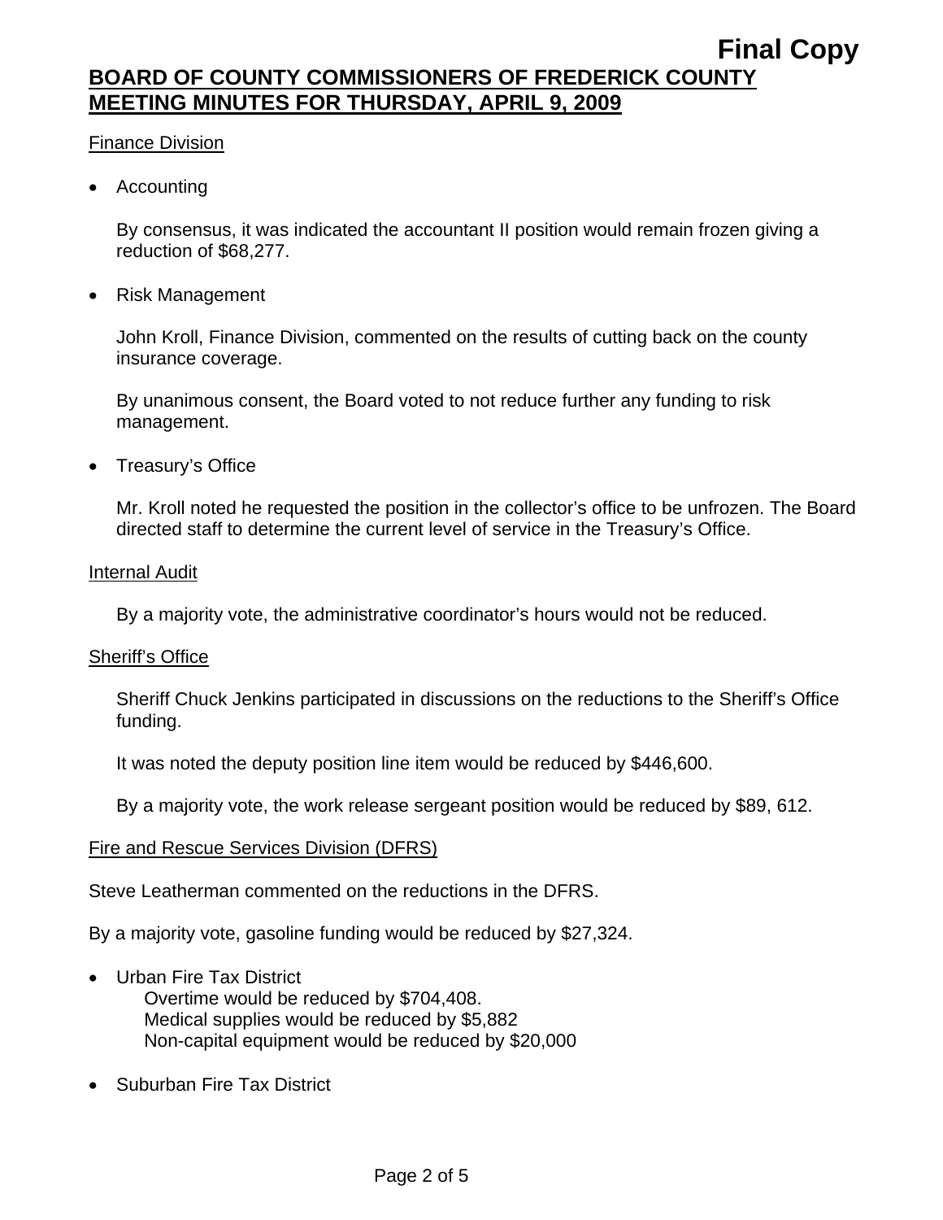Finance Division

- Accounting

  By consensus, it was indicated the accountant II position would remain frozen giving a reduction of $68,277.

- Risk Management

  John Kroll, Finance Division, commented on the results of cutting back on the county insurance coverage.

  By unanimous consent, the Board voted to not reduce further any funding to risk management.

- Treasury's Office

  Mr. Kroll noted he requested the position in the collector's office to be unfrozen. The Board directed staff to determine the current level of service in the Treasury's Office.

Internal Audit

By a majority vote, the administrative coordinator's hours would not be reduced.

Sheriff's Office

Sheriff Chuck Jenkins participated in discussions on the reductions to the Sheriff's Office funding.

It was noted the deputy position line item would be reduced by $446,600.

By a majority vote, the work release sergeant position would be reduced by $89, 612.

Fire and Rescue Services Division (DFRS)

Steve Leatherman commented on the reductions in the DFRS.

By a majority vote, gasoline funding would be reduced by $27,324.

- Urban Fire Tax District
  - Overtime would be reduced by $704,408.
  - Medical supplies would be reduced by $5,882
  - Non-capital equipment would be reduced by $20,000

- Suburban Fire Tax District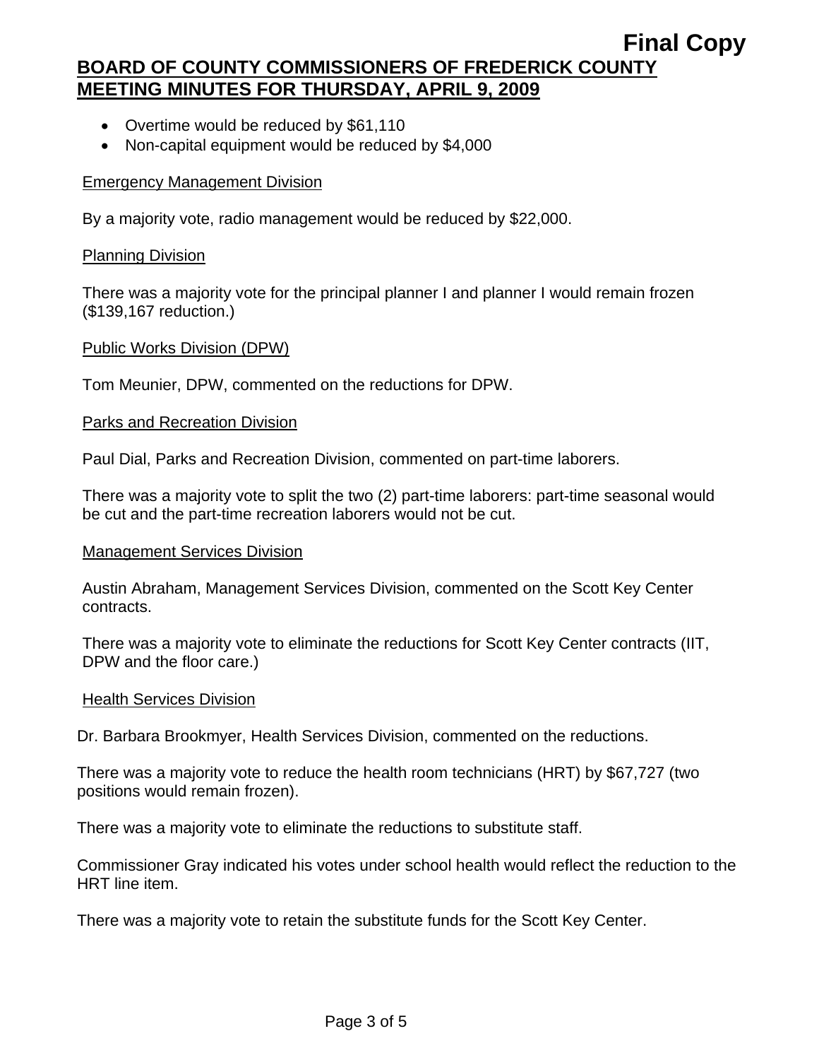- Overtime would be reduced by $61,110
- Non-capital equipment would be reduced by $4,000

Emergency Management Division

By a majority vote, radio management would be reduced by $22,000.

Planning Division

There was a majority vote for the principal planner I and planner I would remain frozen ($139,167 reduction.)

Public Works Division (DPW)

Tom Meunier, DPW, commented on the reductions for DPW.

Parks and Recreation Division

Paul Dial, Parks and Recreation Division, commented on part-time laborers.

There was a majority vote to split the two (2) part-time laborers: part-time seasonal would be cut and the part-time recreation laborers would not be cut.

Management Services Division

Austin Abraham, Management Services Division, commented on the Scott Key Center contracts.

There was a majority vote to eliminate the reductions for Scott Key Center contracts (IIT, DPW and the floor care.)

Health Services Division

Dr. Barbara Brookmyer, Health Services Division, commented on the reductions.

There was a majority vote to reduce the health room technicians (HRT) by $67,727 (two positions would remain frozen).

There was a majority vote to eliminate the reductions to substitute staff.

Commissioner Gray indicated his votes under school health would reflect the reduction to the HRT line item.

There was a majority vote to retain the substitute funds for the Scott Key Center.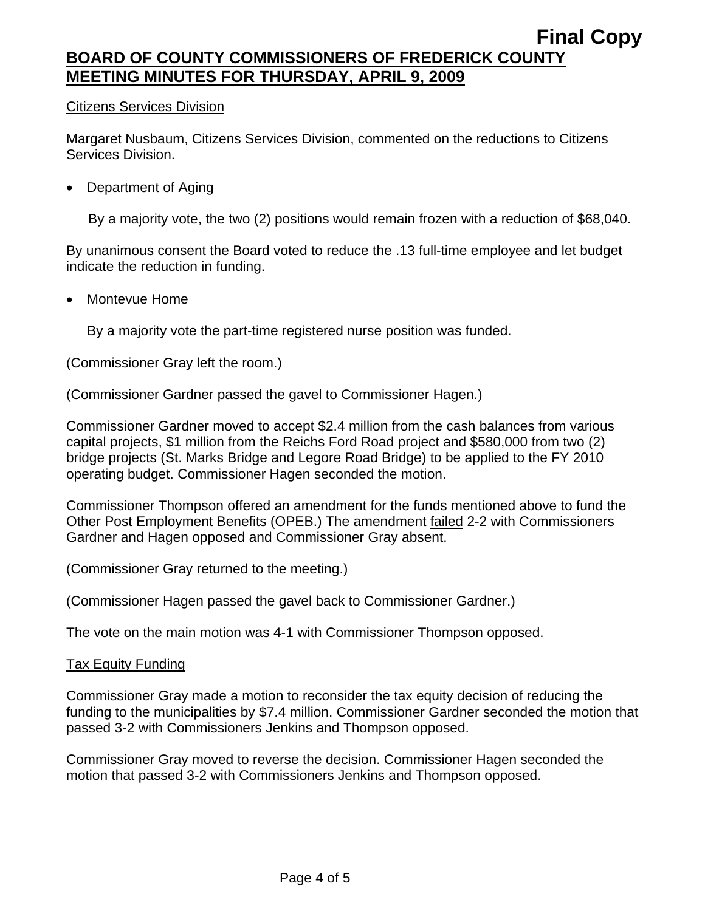Citizens Services Division

Margaret Nusbaum, Citizens Services Division, commented on the reductions to Citizens Services Division.

- Department of Aging

  By a majority vote, the two (2) positions would remain frozen with a reduction of $68,040.

By unanimous consent the Board voted to reduce the .13 full-time employee and let budget indicate the reduction in funding.

- Montevue Home

  By a majority vote the part-time registered nurse position was funded.

(Commissioner Gray left the room.)

(Commissioner Gardner passed the gavel to Commissioner Hagen.)

Commissioner Gardner moved to accept $2.4 million from the cash balances from various capital projects, $1 million from the Reichs Ford Road project and $580,000 from two (2) bridge projects (St. Marks Bridge and Legore Road Bridge) to be applied to the FY 2010 operating budget. Commissioner Hagen seconded the motion.

Commissioner Thompson offered an amendment for the funds mentioned above to fund the Other Post Employment Benefits (OPEB.) The amendment failed 2-2 with Commissioners Gardner and Hagen opposed and Commissioner Gray absent.

(Commissioner Gray returned to the meeting.)

(Commissioner Hagen passed the gavel back to Commissioner Gardner.)

The vote on the main motion was 4-1 with Commissioner Thompson opposed.

Tax Equity Funding

Commissioner Gray made a motion to reconsider the tax equity decision of reducing the funding to the municipalities by $7.4 million. Commissioner Gardner seconded the motion that passed 3-2 with Commissioners Jenkins and Thompson opposed.

Commissioner Gray moved to reverse the decision. Commissioner Hagen seconded the motion that passed 3-2 with Commissioners Jenkins and Thompson opposed.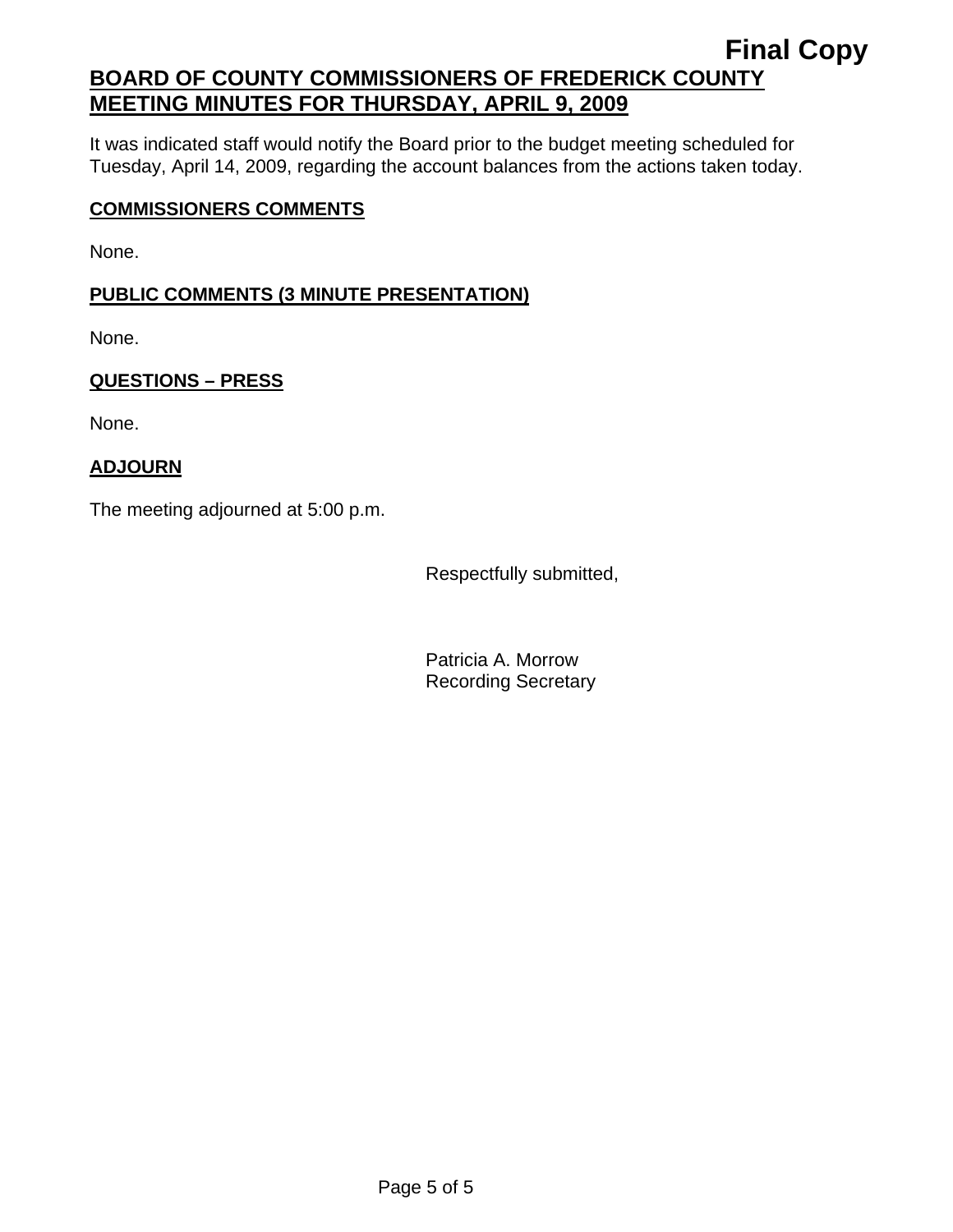**Final Copy**

## BOARD OF COUNTY COMMISSIONERS OF FREDERICK COUNTY MEETING MINUTES FOR THURSDAY, APRIL 9, 2009

It was indicated staff would notify the Board prior to the budget meeting scheduled for Tuesday, April 14, 2009, regarding the account balances from the actions taken today.

### COMMISSIONERS COMMENTS

None.

### PUBLIC COMMENTS (3 MINUTE PRESENTATION)

None.

### QUESTIONS – PRESS

None.

### ADJOURN

The meeting adjourned at 5:00 p.m.

Respectfully submitted,

Patricia A. Morrow
Recording Secretary